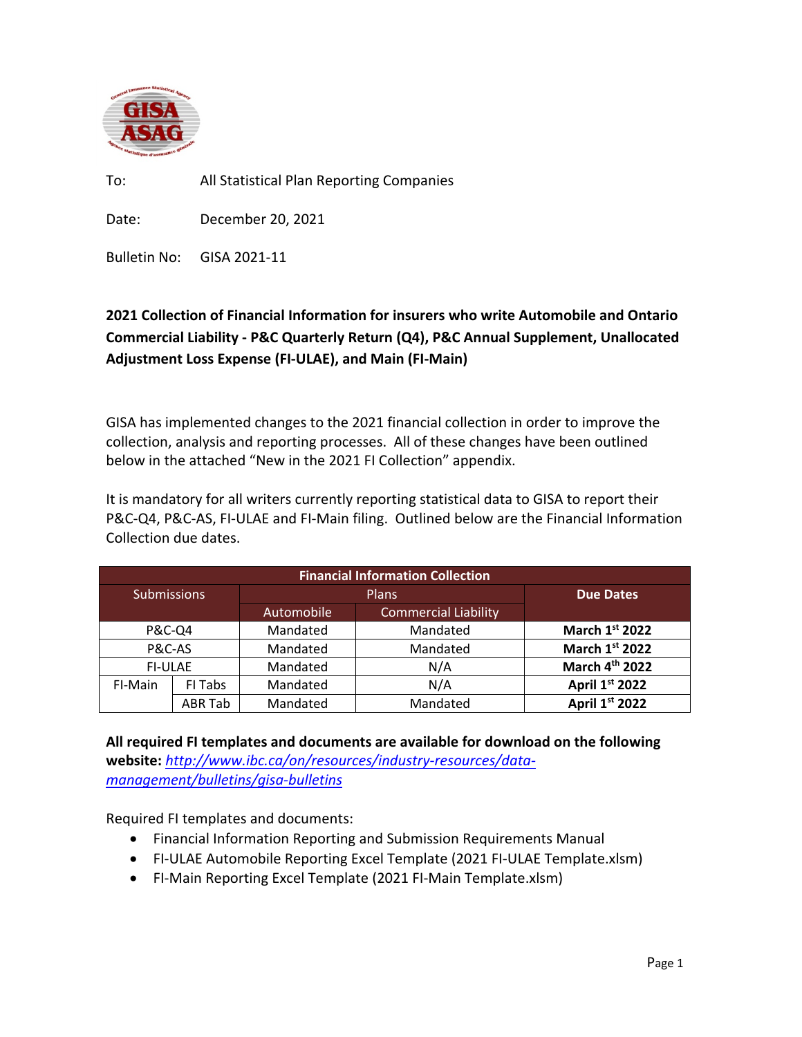To: All Statistical Plan Reporting Companies

Date: December 20, 2021

Bulletin No: GISA 2021-11

**2021 Collection of Financial Information for insurers who write Automobile and Ontario Commercial Liability - P&C Quarterly Return (Q4), P&C Annual Supplement, Unallocated Adjustment Loss Expense (FI-ULAE), and Main (FI-Main)**

GISA has implemented changes to the 2021 financial collection in order to improve the collection, analysis and reporting processes. All of these changes have been outlined below in the attached "New in the 2021 FI Collection" appendix.

It is mandatory for all writers currently reporting statistical data to GISA to report their P&C-Q4, P&C-AS, FI-ULAE and FI-Main filing. Outlined below are the Financial Information Collection due dates.

| Financial Information Collection | | | | |
|---|---|---|---|---|
| Submissions | | Plans | | **Due Dates** |
| | | Automobile | Commercial Liability | |
| P&C-Q4 | | Mandated | Mandated | **March 1st 2022** |
| P&C-AS | | Mandated | Mandated | **March 1st 2022** |
| FI-ULAE | | Mandated | N/A | **March 4th 2022** |
| FI-Main | FI Tabs | Mandated | N/A | **April 1st 2022** |
| | ABR Tab | Mandated | Mandated | **April 1st 2022** |

**All required FI templates and documents are available for download on the following website:** *http://www.ibc.ca/on/resources/industry-resources/data-management/bulletins/gisa-bulletins*

Required FI templates and documents:

- Financial Information Reporting and Submission Requirements Manual
- FI-ULAE Automobile Reporting Excel Template (2021 FI-ULAE Template.xlsm)
- FI-Main Reporting Excel Template (2021 FI-Main Template.xlsm)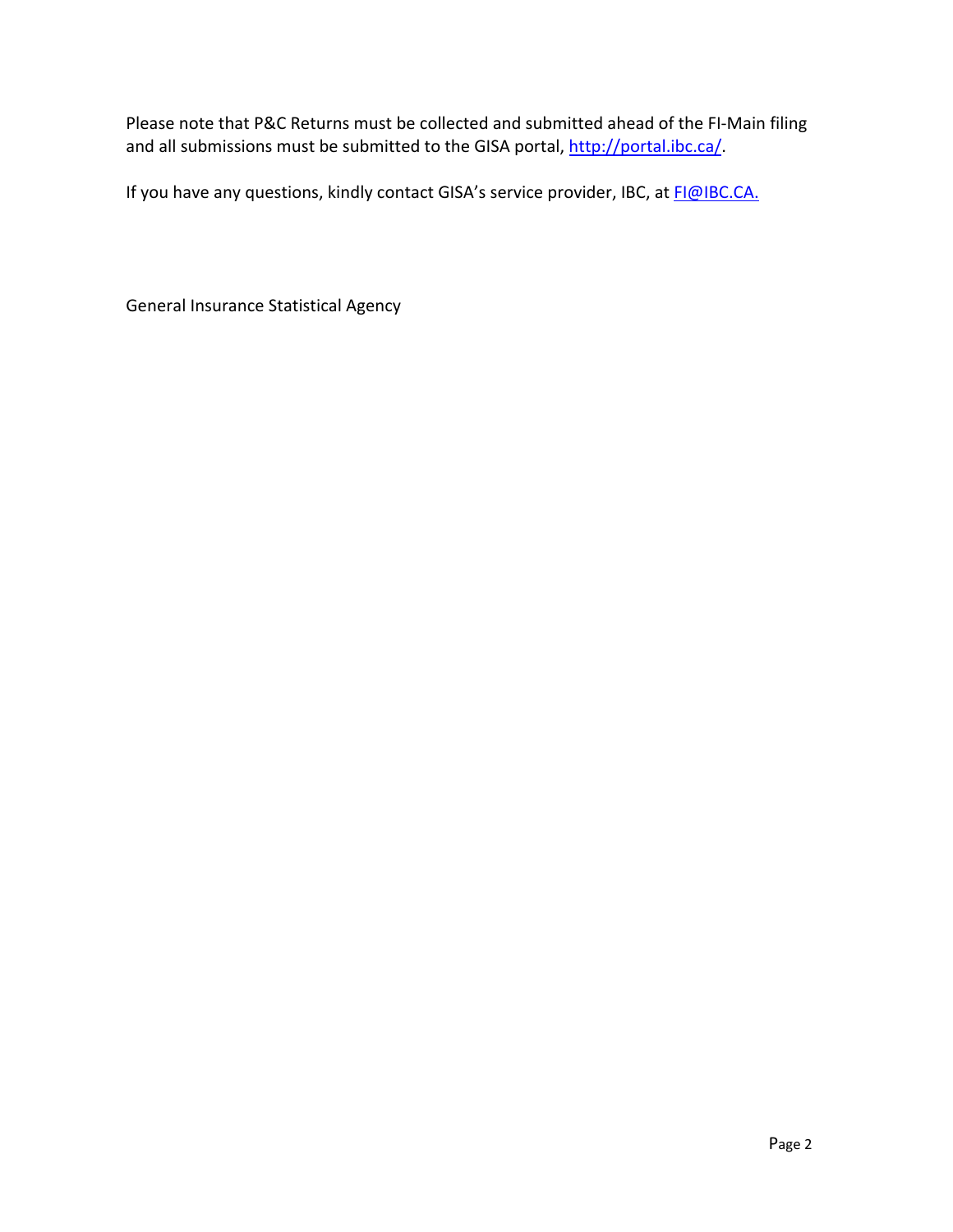Please note that P&C Returns must be collected and submitted ahead of the FI-Main filing and all submissions must be submitted to the GISA portal, [http://portal.ibc.ca/](http://portal.ibc.ca/).

If you have any questions, kindly contact GISA's service provider, IBC, at [FI@IBC.CA.](mailto:FI@IBC.CA)

General Insurance Statistical Agency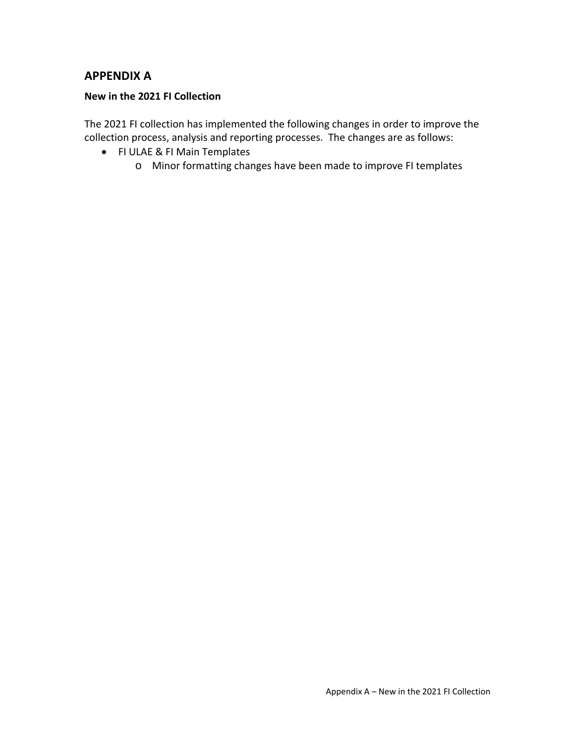## APPENDIX A

### New in the 2021 FI Collection

The 2021 FI collection has implemented the following changes in order to improve the collection process, analysis and reporting processes. The changes are as follows:

- FI ULAE & FI Main Templates
  - Minor formatting changes have been made to improve FI templates